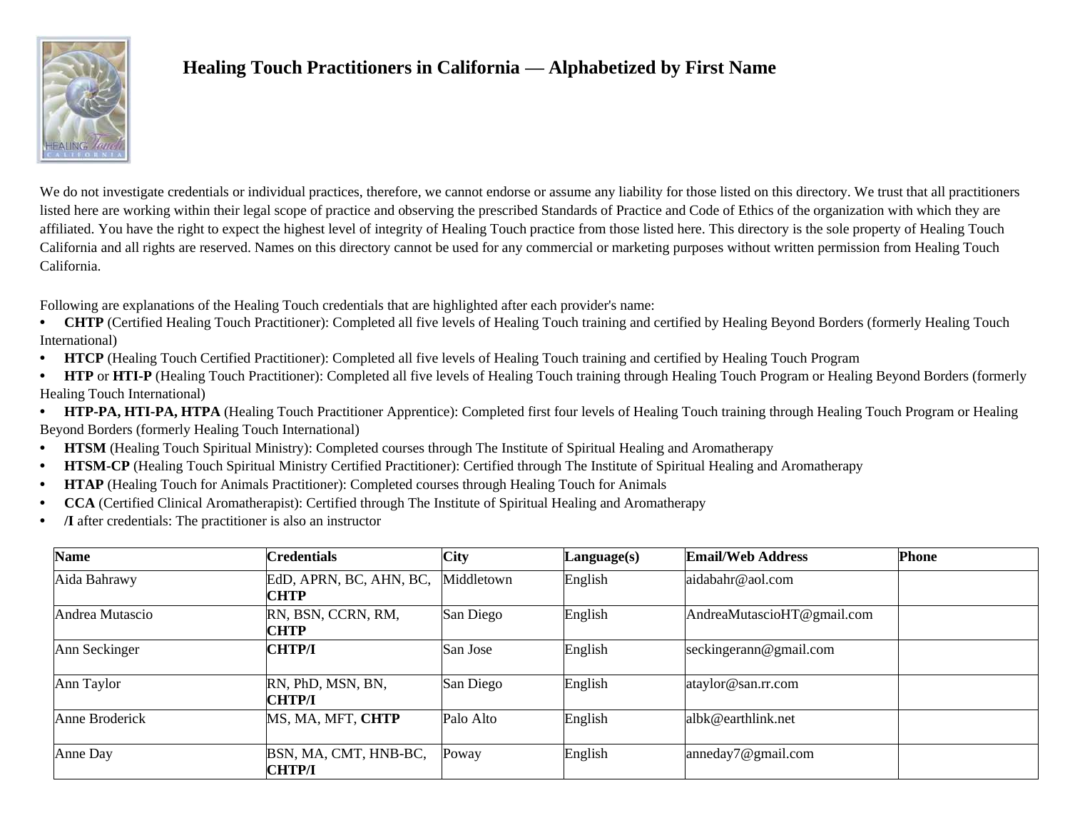# Healing Touch Practitioners in California — Alphabetized by First Name

We do not investigate credentials or individual practices, therefore, we cannot endorse or assume any liability for those listed on this directory. We trust that all practitioners listed here are working within their legal scope of practice and observing the prescribed Standards of Practice and Code of Ethics of the organization with which they are affiliated. You have the right to expect the highest level of integrity of Healing Touch practice from those listed here. This directory is the sole property of Healing Touch California and all rights are reserved. Names on this directory cannot be used for any commercial or marketing purposes without written permission from Healing Touch California.

Following are explanations of the Healing Touch credentials that are highlighted after each provider's name:

- **CHTP** (Certified Healing Touch Practitioner): Completed all five levels of Healing Touch training and certified by Healing Beyond Borders (formerly Healing Touch International)
- **HTCP** (Healing Touch Certified Practitioner): Completed all five levels of Healing Touch training and certified by Healing Touch Program
- **HTP** or **HTI-P** (Healing Touch Practitioner): Completed all five levels of Healing Touch training through Healing Touch Program or Healing Beyond Borders (formerly Healing Touch International)
- **HTP-PA, HTI-PA, HTPA** (Healing Touch Practitioner Apprentice): Completed first four levels of Healing Touch training through Healing Touch Program or Healing Beyond Borders (formerly Healing Touch International)
- **HTSM** (Healing Touch Spiritual Ministry): Completed courses through The Institute of Spiritual Healing and Aromatherapy
- **HTSM-CP** (Healing Touch Spiritual Ministry Certified Practitioner): Certified through The Institute of Spiritual Healing and Aromatherapy
- **HTAP** (Healing Touch for Animals Practitioner): Completed courses through Healing Touch for Animals
- **CCA** (Certified Clinical Aromatherapist): Certified through The Institute of Spiritual Healing and Aromatherapy
- **/I** after credentials: The practitioner is also an instructor

| Name | Credentials | City | Language(s) | Email/Web Address | Phone |
|---|---|---|---|---|---|
| Aida Bahrawy | EdD, APRN, BC, AHN, BC, **CHTP** | Middletown | English | aidabahr@aol.com | |
| Andrea Mutascio | RN, BSN, CCRN, RM, **CHTP** | San Diego | English | AndreaMutascioHT@gmail.com | |
| Ann Seckinger | **CHTP/I** | San Jose | English | seckingerann@gmail.com | |
| Ann Taylor | RN, PhD, MSN, BN, **CHTP/I** | San Diego | English | ataylor@san.rr.com | |
| Anne Broderick | MS, MA, MFT, **CHTP** | Palo Alto | English | albk@earthlink.net | |
| Anne Day | BSN, MA, CMT, HNB-BC, **CHTP/I** | Poway | English | anneday7@gmail.com | |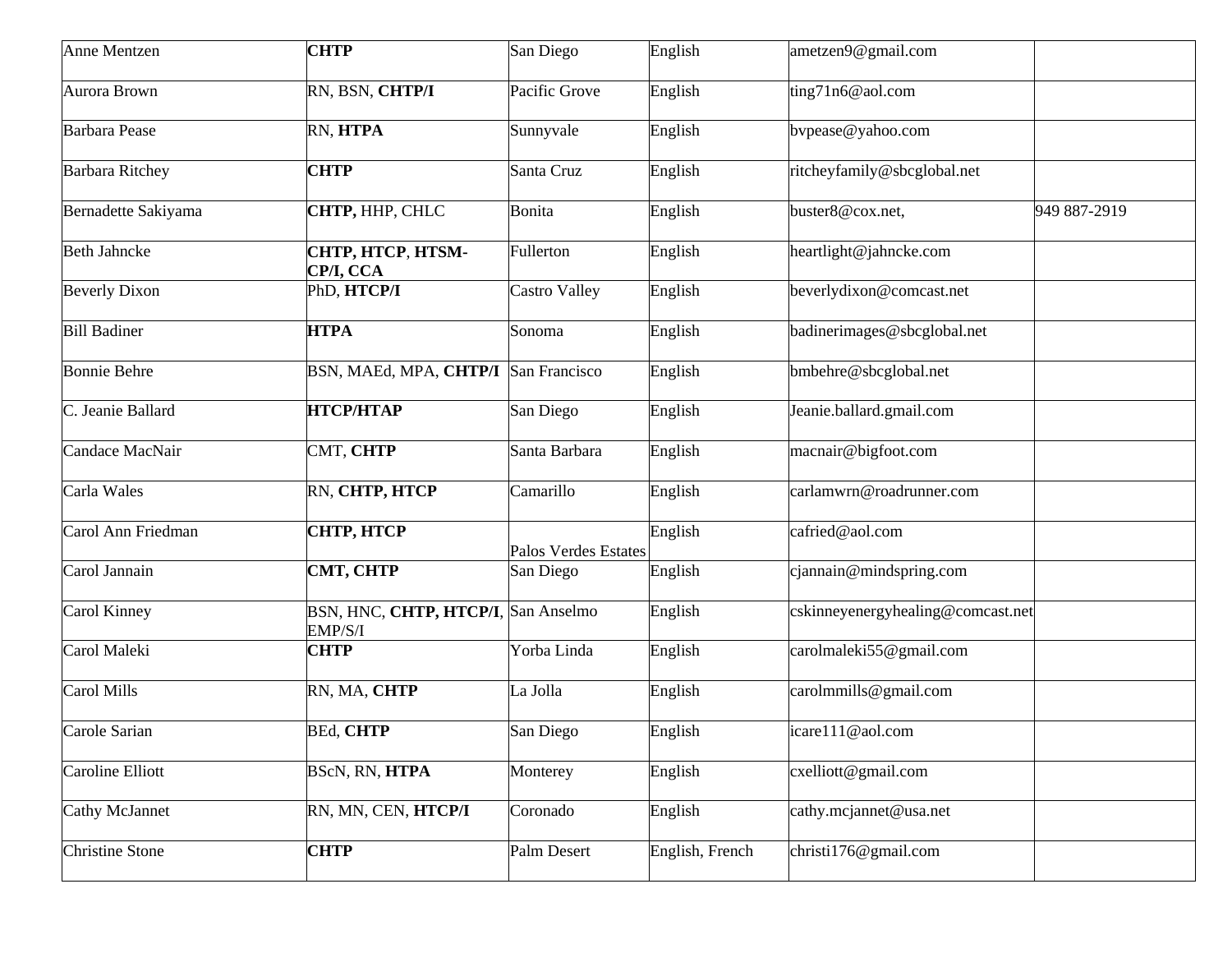| | | | | | |
|---|---|---|---|---|---|
| Anne Mentzen | **CHTP** | San Diego | English | ametzen9@gmail.com | |
| Aurora Brown | RN, BSN, **CHTP/I** | Pacific Grove | English | ting71n6@aol.com | |
| Barbara Pease | RN, **HTPA** | Sunnyvale | English | bvpease@yahoo.com | |
| Barbara Ritchey | **CHTP** | Santa Cruz | English | ritcheyfamily@sbcglobal.net | |
| Bernadette Sakiyama | **CHTP,** HHP, CHLC | Bonita | English | buster8@cox.net, | 949 887-2919 |
| Beth Jahncke | **CHTP, HTCP**, **HTSM-CP/I, CCA** | Fullerton | English | heartlight@jahncke.com | |
| Beverly Dixon | PhD, **HTCP/I** | Castro Valley | English | beverlydixon@comcast.net | |
| Bill Badiner | **HTPA** | Sonoma | English | badinerimages@sbcglobal.net | |
| Bonnie Behre | BSN, MAEd, MPA, **CHTP/I** | San Francisco | English | bmbehre@sbcglobal.net | |
| C. Jeanie Ballard | **HTCP/HTAP** | San Diego | English | Jeanie.ballard.gmail.com | |
| Candace MacNair | CMT, **CHTP** | Santa Barbara | English | macnair@bigfoot.com | |
| Carla Wales | RN, **CHTP, HTCP** | Camarillo | English | carlamwrn@roadrunner.com | |
| Carol Ann Friedman | **CHTP, HTCP** | Palos Verdes Estates | English | cafried@aol.com | |
| Carol Jannain | **CMT, CHTP** | San Diego | English | cjannain@mindspring.com | |
| Carol Kinney | BSN, HNC, **CHTP, HTCP/I**, EMP/S/I | San Anselmo | English | cskinneyenergyhealing@comcast.net | |
| Carol Maleki | **CHTP** | Yorba Linda | English | carolmaleki55@gmail.com | |
| Carol Mills | RN, MA, **CHTP** | La Jolla | English | carolmmills@gmail.com | |
| Carole Sarian | BEd, **CHTP** | San Diego | English | icare111@aol.com | |
| Caroline Elliott | BScN, RN, **HTPA** | Monterey | English | cxelliott@gmail.com | |
| Cathy McJannet | RN, MN, CEN, **HTCP/I** | Coronado | English | cathy.mcjannet@usa.net | |
| Christine Stone | **CHTP** | Palm Desert | English, French | christi176@gmail.com | |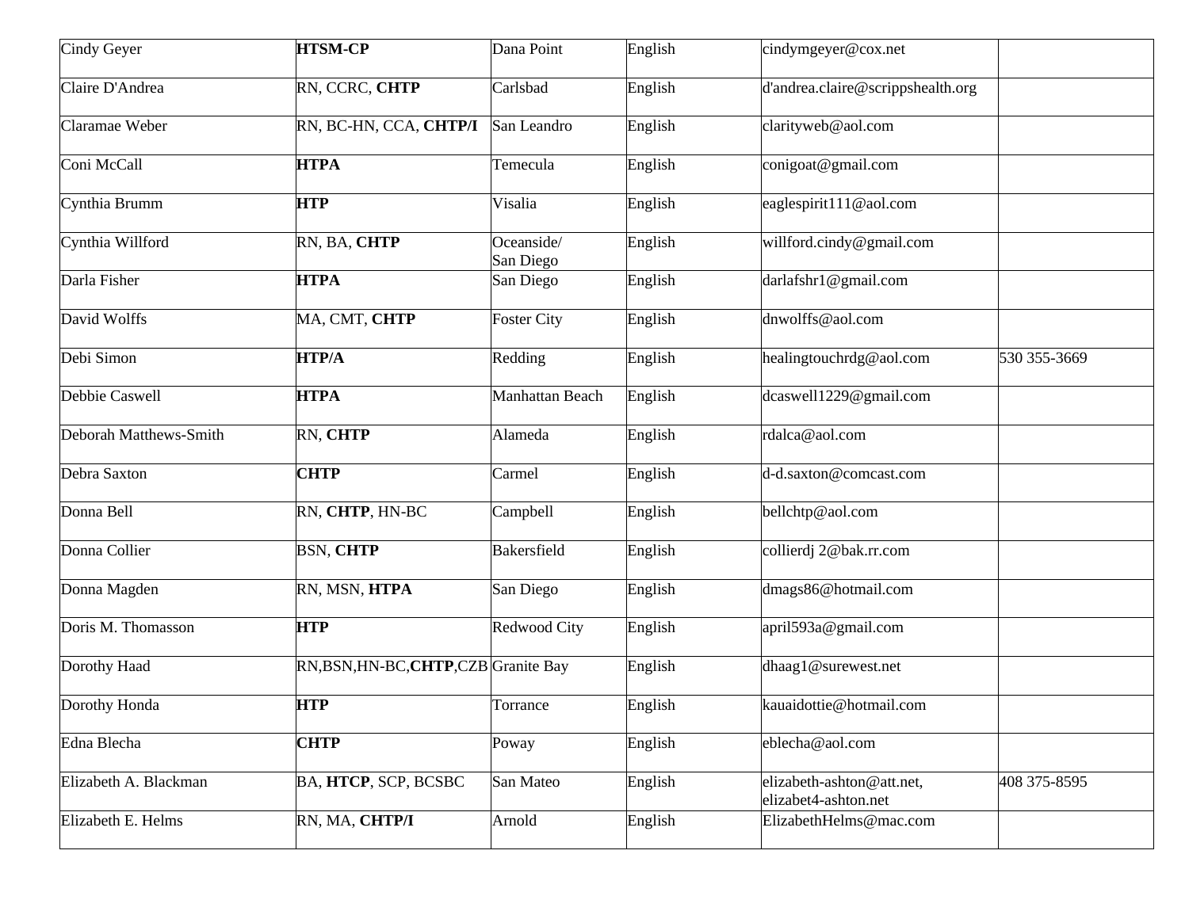| | | | | | |
|---|---|---|---|---|---|
| Cindy Geyer | **HTSM-CP** | Dana Point | English | cindymgeyer@cox.net | |
| Claire D'Andrea | RN, CCRC, **CHTP** | Carlsbad | English | d'andrea.claire@scrippshealth.org | |
| Claramae Weber | RN, BC-HN, CCA, **CHTP/I** | San Leandro | English | clarityweb@aol.com | |
| Coni McCall | **HTPA** | Temecula | English | conigoat@gmail.com | |
| Cynthia Brumm | **HTP** | Visalia | English | eaglespirit111@aol.com | |
| Cynthia Willford | RN, BA, **CHTP** | Oceanside/ San Diego | English | willford.cindy@gmail.com | |
| Darla Fisher | **HTPA** | San Diego | English | darlafshr1@gmail.com | |
| David Wolffs | MA, CMT, **CHTP** | Foster City | English | dnwolffs@aol.com | |
| Debi Simon | **HTP/A** | Redding | English | healingtouchrdg@aol.com | 530 355-3669 |
| Debbie Caswell | **HTPA** | Manhattan Beach | English | dcaswell1229@gmail.com | |
| Deborah Matthews-Smith | RN, **CHTP** | Alameda | English | rdalca@aol.com | |
| Debra Saxton | **CHTP** | Carmel | English | d-d.saxton@comcast.com | |
| Donna Bell | RN, **CHTP**, HN-BC | Campbell | English | bellchtp@aol.com | |
| Donna Collier | BSN, **CHTP** | Bakersfield | English | collierdj 2@bak.rr.com | |
| Donna Magden | RN, MSN, **HTPA** | San Diego | English | dmags86@hotmail.com | |
| Doris M. Thomasson | **HTP** | Redwood City | English | april593a@gmail.com | |
| Dorothy Haad | RN,BSN,HN-BC,**CHTP**,CZB | Granite Bay | English | dhaag1@surewest.net | |
| Dorothy Honda | **HTP** | Torrance | English | kauaidottie@hotmail.com | |
| Edna Blecha | **CHTP** | Poway | English | eblecha@aol.com | |
| Elizabeth A. Blackman | BA, **HTCP**, SCP, BCSBC | San Mateo | English | elizabeth-ashton@att.net, elizabet4-ashton.net | 408 375-8595 |
| Elizabeth E. Helms | RN, MA, **CHTP/I** | Arnold | English | ElizabethHelms@mac.com | |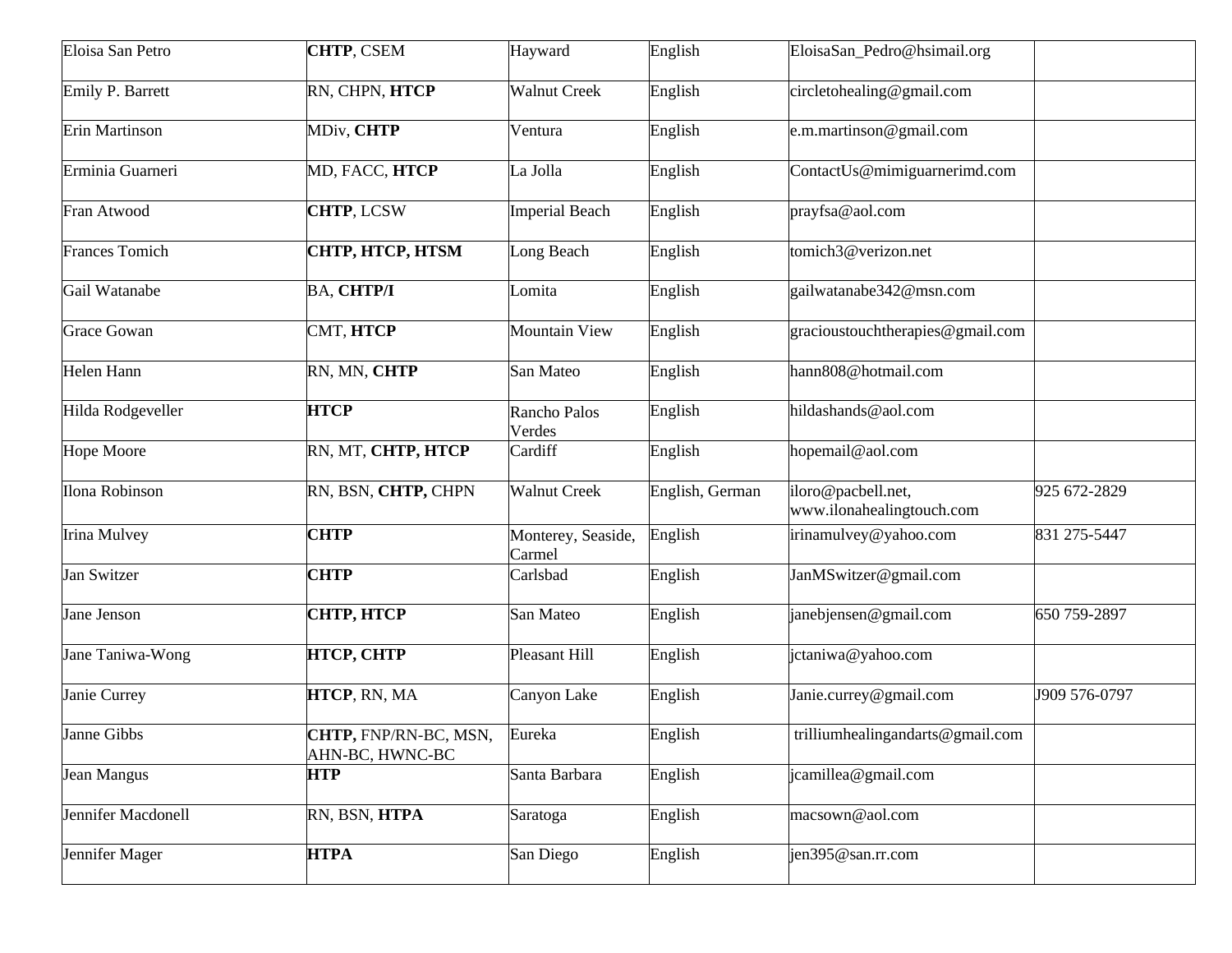| | | | | | |
|---|---|---|---|---|---|
| Eloisa San Petro | **CHTP**, CSEM | Hayward | English | EloisaSan_Pedro@hsimail.org | |
| Emily P. Barrett | RN, CHPN, **HTCP** | Walnut Creek | English | circletohealing@gmail.com | |
| Erin Martinson | MDiv, **CHTP** | Ventura | English | e.m.martinson@gmail.com | |
| Erminia Guarneri | MD, FACC, **HTCP** | La Jolla | English | ContactUs@mimiguarnerimd.com | |
| Fran Atwood | **CHTP**, LCSW | Imperial Beach | English | prayfsa@aol.com | |
| Frances Tomich | **CHTP, HTCP, HTSM** | Long Beach | English | tomich3@verizon.net | |
| Gail Watanabe | BA, **CHTP/I** | Lomita | English | gailwatanabe342@msn.com | |
| Grace Gowan | CMT, **HTCP** | Mountain View | English | gracioustouchtherapies@gmail.com | |
| Helen Hann | RN, MN, **CHTP** | San Mateo | English | hann808@hotmail.com | |
| Hilda Rodgeveller | **HTCP** | Rancho Palos Verdes | English | hildashands@aol.com | |
| Hope Moore | RN, MT, **CHTP, HTCP** | Cardiff | English | hopemail@aol.com | |
| Ilona Robinson | RN, BSN, **CHTP,** CHPN | Walnut Creek | English, German | iloro@pacbell.net, www.ilonahealingtouch.com | 925 672-2829 |
| Irina Mulvey | **CHTP** | Monterey, Seaside, Carmel | English | irinamulvey@yahoo.com | 831 275-5447 |
| Jan Switzer | **CHTP** | Carlsbad | English | JanMSwitzer@gmail.com | |
| Jane Jenson | **CHTP, HTCP** | San Mateo | English | janebjensen@gmail.com | 650 759-2897 |
| Jane Taniwa-Wong | **HTCP, CHTP** | Pleasant Hill | English | jctaniwa@yahoo.com | |
| Janie Currey | **HTCP**, RN, MA | Canyon Lake | English | Janie.currey@gmail.com | J909 576-0797 |
| Janne Gibbs | **CHTP,** FNP/RN-BC, MSN, AHN-BC, HWNC-BC | Eureka | English | trilliumhealingandarts@gmail.com | |
| Jean Mangus | **HTP** | Santa Barbara | English | jcamillea@gmail.com | |
| Jennifer Macdonell | RN, BSN, **HTPA** | Saratoga | English | macsown@aol.com | |
| Jennifer Mager | **HTPA** | San Diego | English | jen395@san.rr.com | |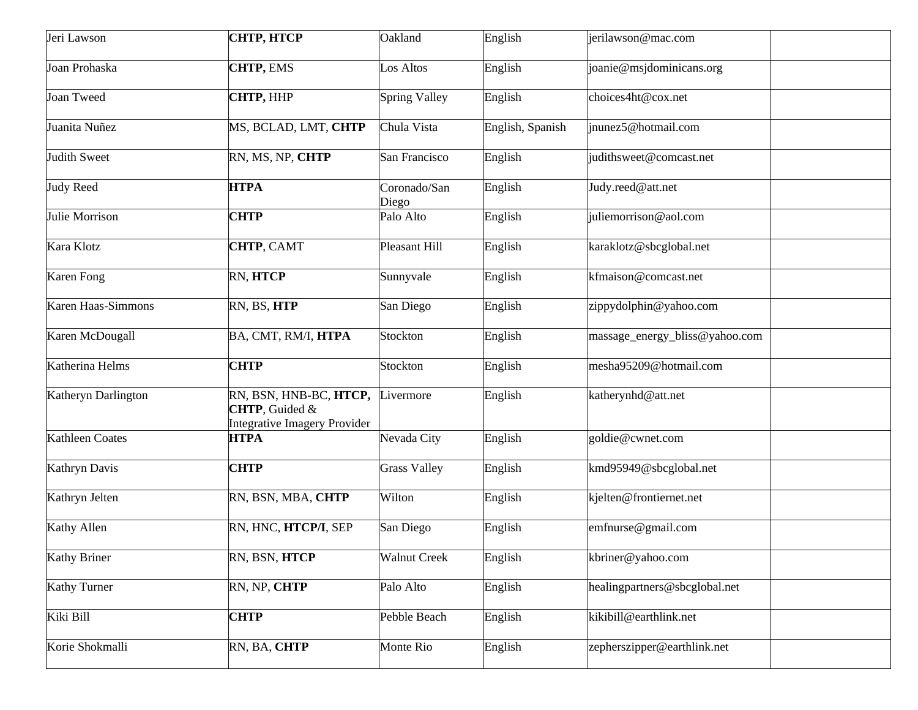| | | | | | |
|---|---|---|---|---|---|
| Jeri Lawson | **CHTP, HTCP** | Oakland | English | jerilawson@mac.com | |
| Joan Prohaska | **CHTP,** EMS | Los Altos | English | joanie@msjdominicans.org | |
| Joan Tweed | **CHTP,** HHP | Spring Valley | English | choices4ht@cox.net | |
| Juanita Nuñez | MS, BCLAD, LMT, **CHTP** | Chula Vista | English, Spanish | jnunez5@hotmail.com | |
| Judith Sweet | RN, MS, NP, **CHTP** | San Francisco | English | judithsweet@comcast.net | |
| Judy Reed | **HTPA** | Coronado/San Diego | English | Judy.reed@att.net | |
| Julie Morrison | **CHTP** | Palo Alto | English | juliemorrison@aol.com | |
| Kara Klotz | **CHTP**, CAMT | Pleasant Hill | English | karaklotz@sbcglobal.net | |
| Karen Fong | RN, **HTCP** | Sunnyvale | English | kfmaison@comcast.net | |
| Karen Haas-Simmons | RN, BS, **HTP** | San Diego | English | zippydolphin@yahoo.com | |
| Karen McDougall | BA, CMT, RM/I, **HTPA** | Stockton | English | massage_energy_bliss@yahoo.com | |
| Katherina Helms | **CHTP** | Stockton | English | mesha95209@hotmail.com | |
| Katheryn Darlington | RN, BSN, HNB-BC, **HTCP, CHTP**, Guided & Integrative Imagery Provider | Livermore | English | katherynhd@att.net | |
| Kathleen Coates | **HTPA** | Nevada City | English | goldie@cwnet.com | |
| Kathryn Davis | **CHTP** | Grass Valley | English | kmd95949@sbcglobal.net | |
| Kathryn Jelten | RN, BSN, MBA, **CHTP** | Wilton | English | kjelten@frontiernet.net | |
| Kathy Allen | RN, HNC, **HTCP/I**, SEP | San Diego | English | emfnurse@gmail.com | |
| Kathy Briner | RN, BSN, **HTCP** | Walnut Creek | English | kbriner@yahoo.com | |
| Kathy Turner | RN, NP, **CHTP** | Palo Alto | English | healingpartners@sbcglobal.net | |
| Kiki Bill | **CHTP** | Pebble Beach | English | kikibill@earthlink.net | |
| Korie Shokmalli | RN, BA, **CHTP** | Monte Rio | English | zepherszipper@earthlink.net | |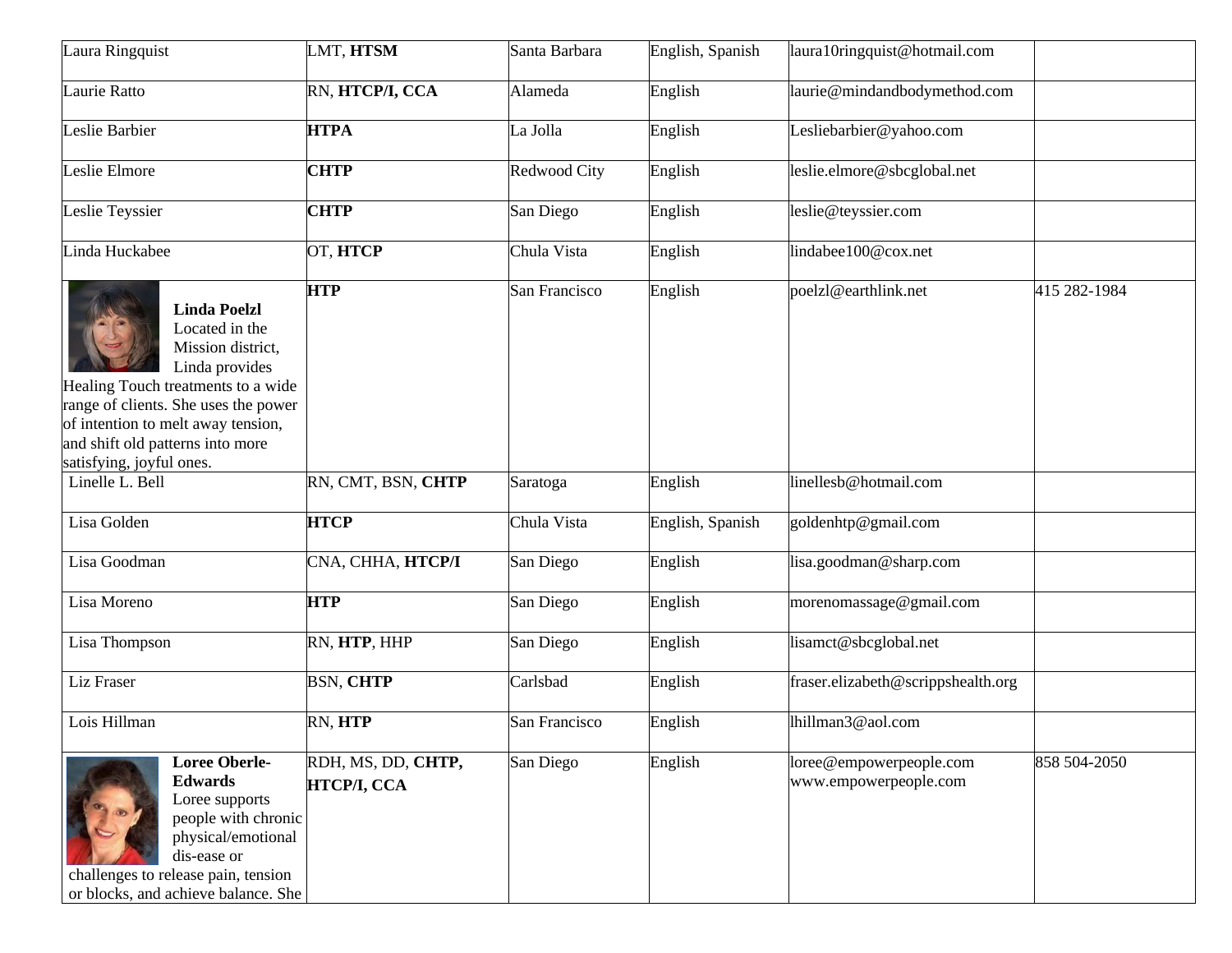| | | | | | |
|---|---|---|---|---|---|
| Laura Ringquist | LMT, **HTSM** | Santa Barbara | English, Spanish | laura10ringquist@hotmail.com | |
| Laurie Ratto | RN, **HTCP/I, CCA** | Alameda | English | laurie@mindandbodymethod.com | |
| Leslie Barbier | **HTPA** | La Jolla | English | Lesliebarbier@yahoo.com | |
| Leslie Elmore | **CHTP** | Redwood City | English | leslie.elmore@sbcglobal.net | |
| Leslie Teyssier | **CHTP** | San Diego | English | leslie@teyssier.com | |
| Linda Huckabee | OT, **HTCP** | Chula Vista | English | lindabee100@cox.net | |
| **Linda Poelzl** Located in the Mission district, Linda provides Healing Touch treatments to a wide range of clients. She uses the power of intention to melt away tension, and shift old patterns into more satisfying, joyful ones. | **HTP** | San Francisco | English | poelzl@earthlink.net | 415 282-1984 |
| Linelle L. Bell | RN, CMT, BSN, **CHTP** | Saratoga | English | linellesb@hotmail.com | |
| Lisa Golden | **HTCP** | Chula Vista | English, Spanish | goldenhtp@gmail.com | |
| Lisa Goodman | CNA, CHHA, **HTCP/I** | San Diego | English | lisa.goodman@sharp.com | |
| Lisa Moreno | **HTP** | San Diego | English | morenomassage@gmail.com | |
| Lisa Thompson | RN, **HTP**, HHP | San Diego | English | lisamct@sbcglobal.net | |
| Liz Fraser | BSN, **CHTP** | Carlsbad | English | fraser.elizabeth@scrippshealth.org | |
| Lois Hillman | RN, **HTP** | San Francisco | English | lhillman3@aol.com | |
| **Loree Oberle-Edwards** Loree supports people with chronic physical/emotional dis-ease or challenges to release pain, tension or blocks, and achieve balance. She | RDH, MS, DD, **CHTP, HTCP/I, CCA** | San Diego | English | loree@empowerpeople.com www.empowerpeople.com | 858 504-2050 |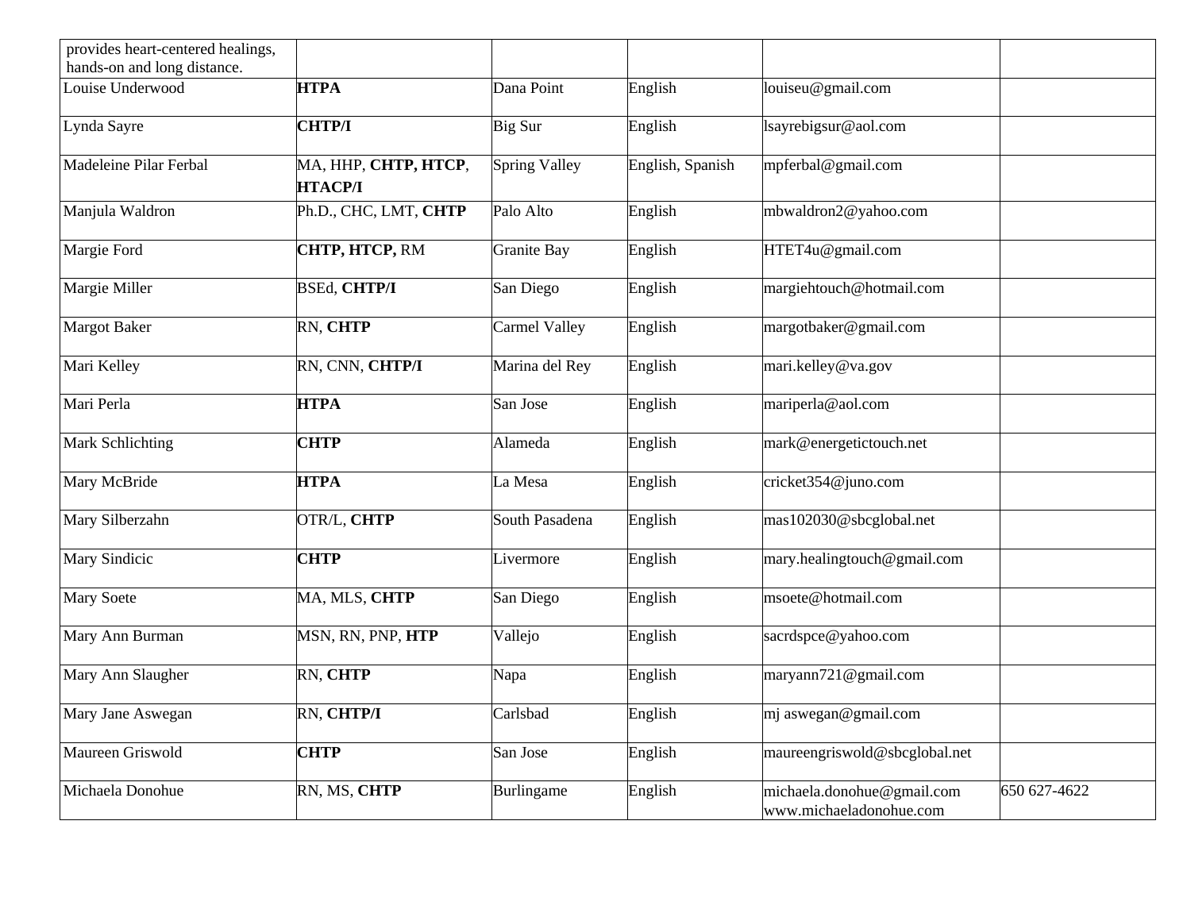| | | | | | |
|---|---|---|---|---|---|
| provides heart-centered healings, hands-on and long distance. | | | | | |
| Louise Underwood | **HTPA** | Dana Point | English | louiseu@gmail.com | |
| Lynda Sayre | **CHTP/I** | Big Sur | English | lsayrebigsur@aol.com | |
| Madeleine Pilar Ferbal | MA, HHP, **CHTP, HTCP, HTACP/I** | Spring Valley | English, Spanish | mpferbal@gmail.com | |
| Manjula Waldron | Ph.D., CHC, LMT, **CHTP** | Palo Alto | English | mbwaldron2@yahoo.com | |
| Margie Ford | **CHTP, HTCP,** RM | Granite Bay | English | HTET4u@gmail.com | |
| Margie Miller | BSEd, **CHTP/I** | San Diego | English | margiehtouch@hotmail.com | |
| Margot Baker | RN, **CHTP** | Carmel Valley | English | margotbaker@gmail.com | |
| Mari Kelley | RN, CNN, **CHTP/I** | Marina del Rey | English | mari.kelley@va.gov | |
| Mari Perla | **HTPA** | San Jose | English | mariperla@aol.com | |
| Mark Schlichting | **CHTP** | Alameda | English | mark@energetictouch.net | |
| Mary McBride | **HTPA** | La Mesa | English | cricket354@juno.com | |
| Mary Silberzahn | OTR/L, **CHTP** | South Pasadena | English | mas102030@sbcglobal.net | |
| Mary Sindicic | **CHTP** | Livermore | English | mary.healingtouch@gmail.com | |
| Mary Soete | MA, MLS, **CHTP** | San Diego | English | msoete@hotmail.com | |
| Mary Ann Burman | MSN, RN, PNP, **HTP** | Vallejo | English | sacrdspce@yahoo.com | |
| Mary Ann Slaugher | RN, **CHTP** | Napa | English | maryann721@gmail.com | |
| Mary Jane Aswegan | RN, **CHTP/I** | Carlsbad | English | mj aswegan@gmail.com | |
| Maureen Griswold | **CHTP** | San Jose | English | maureengriswold@sbcglobal.net | |
| Michaela Donohue | RN, MS, **CHTP** | Burlingame | English | michaela.donohue@gmail.com www.michaeladonohue.com | 650 627-4622 |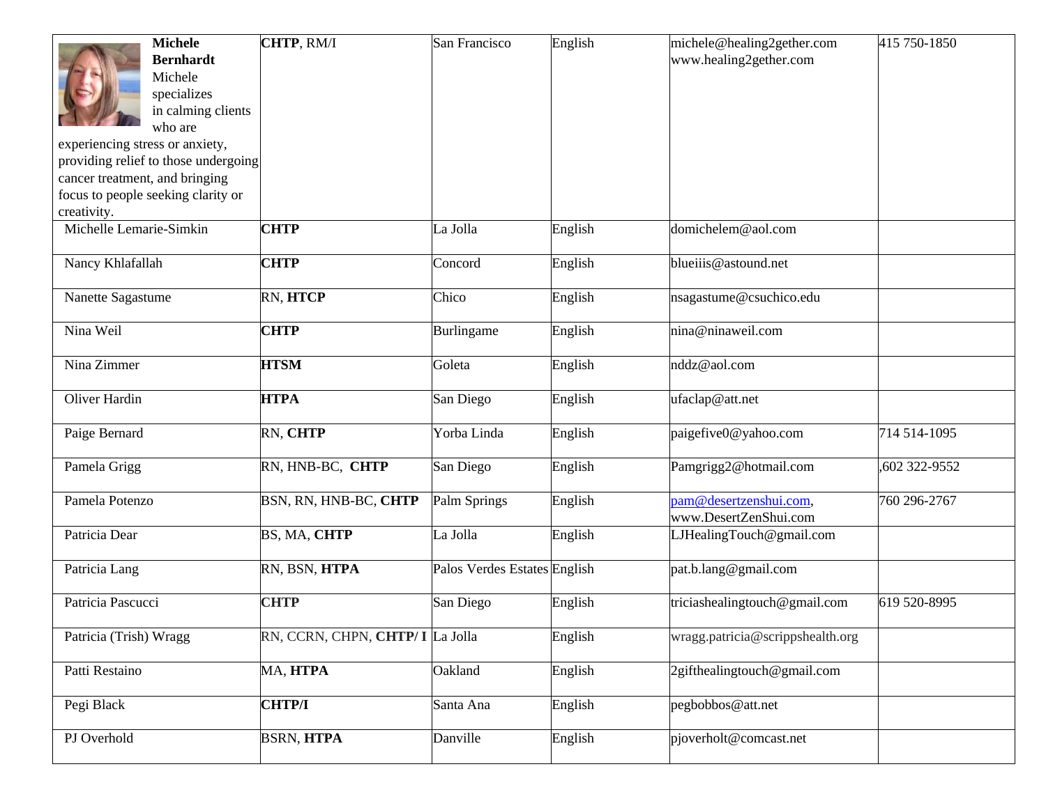| | | | | | |
|---|---|---|---|---|---|
| **Michele Bernhardt** Michele specializes in calming clients who are experiencing stress or anxiety, providing relief to those undergoing cancer treatment, and bringing focus to people seeking clarity or creativity. | **CHTP**, RM/I | San Francisco | English | michele@healing2gether.com www.healing2gether.com | 415 750-1850 |
| Michelle Lemarie-Simkin | **CHTP** | La Jolla | English | domichelem@aol.com | |
| Nancy Khlafallah | **CHTP** | Concord | English | blueiiis@astound.net | |
| Nanette Sagastume | RN, **HTCP** | Chico | English | nsagastume@csuchico.edu | |
| Nina Weil | **CHTP** | Burlingame | English | nina@ninaweil.com | |
| Nina Zimmer | **HTSM** | Goleta | English | nddz@aol.com | |
| Oliver Hardin | **HTPA** | San Diego | English | ufaclap@att.net | |
| Paige Bernard | RN, **CHTP** | Yorba Linda | English | paigefive0@yahoo.com | 714 514-1095 |
| Pamela Grigg | RN, HNB-BC, **CHTP** | San Diego | English | Pamgrigg2@hotmail.com | ,602 322-9552 |
| Pamela Potenzo | BSN, RN, HNB-BC, **CHTP** | Palm Springs | English | pam@desertzenshui.com, www.DesertZenShui.com | 760 296-2767 |
| Patricia Dear | BS, MA, **CHTP** | La Jolla | English | LJHealingTouch@gmail.com | |
| Patricia Lang | RN, BSN, **HTPA** | Palos Verdes Estates | English | pat.b.lang@gmail.com | |
| Patricia Pascucci | **CHTP** | San Diego | English | triciashealingtouch@gmail.com | 619 520-8995 |
| Patricia (Trish) Wragg | RN, CCRN, CHPN, **CHTP/ I** | La Jolla | English | wragg.patricia@scrippshealth.org | |
| Patti Restaino | MA, **HTPA** | Oakland | English | 2gifthealingtouch@gmail.com | |
| Pegi Black | **CHTP/I** | Santa Ana | English | pegbobbos@att.net | |
| PJ Overhold | BSRN, **HTPA** | Danville | English | pjoverholt@comcast.net | |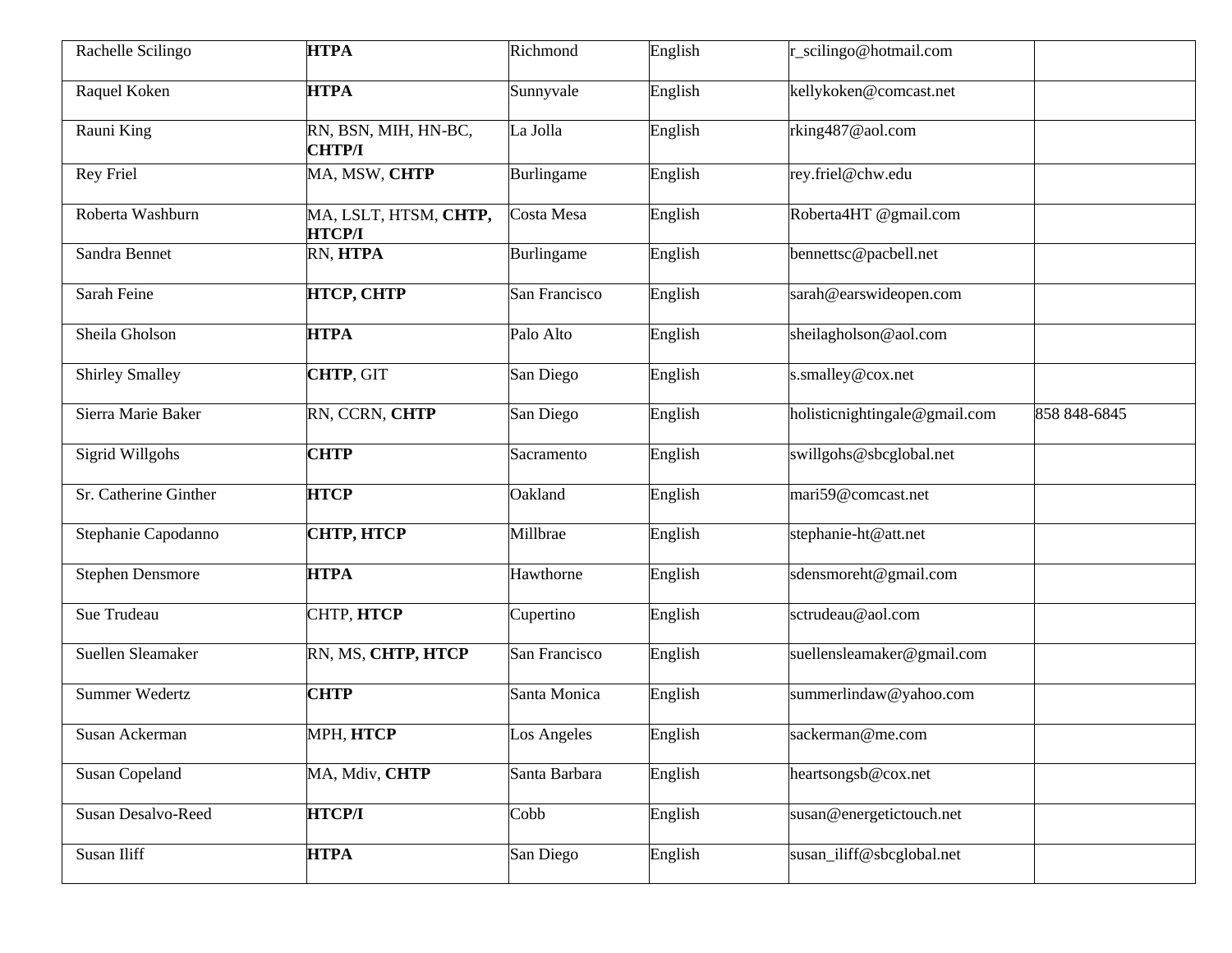| | | | | | |
|---|---|---|---|---|---|
| Rachelle Scilingo | **HTPA** | Richmond | English | r_scilingo@hotmail.com | |
| Raquel Koken | **HTPA** | Sunnyvale | English | kellykoken@comcast.net | |
| Rauni King | RN, BSN, MIH, HN-BC, **CHTP/I** | La Jolla | English | rking487@aol.com | |
| Rey Friel | MA, MSW, **CHTP** | Burlingame | English | rey.friel@chw.edu | |
| Roberta Washburn | MA, LSLT, HTSM, **CHTP, HTCP/I** | Costa Mesa | English | Roberta4HT @gmail.com | |
| Sandra Bennet | RN, **HTPA** | Burlingame | English | bennettsc@pacbell.net | |
| Sarah Feine | **HTCP, CHTP** | San Francisco | English | sarah@earswideopen.com | |
| Sheila Gholson | **HTPA** | Palo Alto | English | sheilagholson@aol.com | |
| Shirley Smalley | **CHTP**, GIT | San Diego | English | s.smalley@cox.net | |
| Sierra Marie Baker | RN, CCRN, **CHTP** | San Diego | English | holisticnightingale@gmail.com | 858 848-6845 |
| Sigrid Willgohs | **CHTP** | Sacramento | English | swillgohs@sbcglobal.net | |
| Sr. Catherine Ginther | **HTCP** | Oakland | English | mari59@comcast.net | |
| Stephanie Capodanno | **CHTP, HTCP** | Millbrae | English | stephanie-ht@att.net | |
| Stephen Densmore | **HTPA** | Hawthorne | English | sdensmoreht@gmail.com | |
| Sue Trudeau | CHTP, **HTCP** | Cupertino | English | sctrudeau@aol.com | |
| Suellen Sleamaker | RN, MS, **CHTP, HTCP** | San Francisco | English | suellensleamaker@gmail.com | |
| Summer Wedertz | **CHTP** | Santa Monica | English | summerlindaw@yahoo.com | |
| Susan Ackerman | MPH, **HTCP** | Los Angeles | English | sackerman@me.com | |
| Susan Copeland | MA, Mdiv, **CHTP** | Santa Barbara | English | heartsongsb@cox.net | |
| Susan Desalvo-Reed | **HTCP/I** | Cobb | English | susan@energetictouch.net | |
| Susan Iliff | **HTPA** | San Diego | English | susan_iliff@sbcglobal.net | |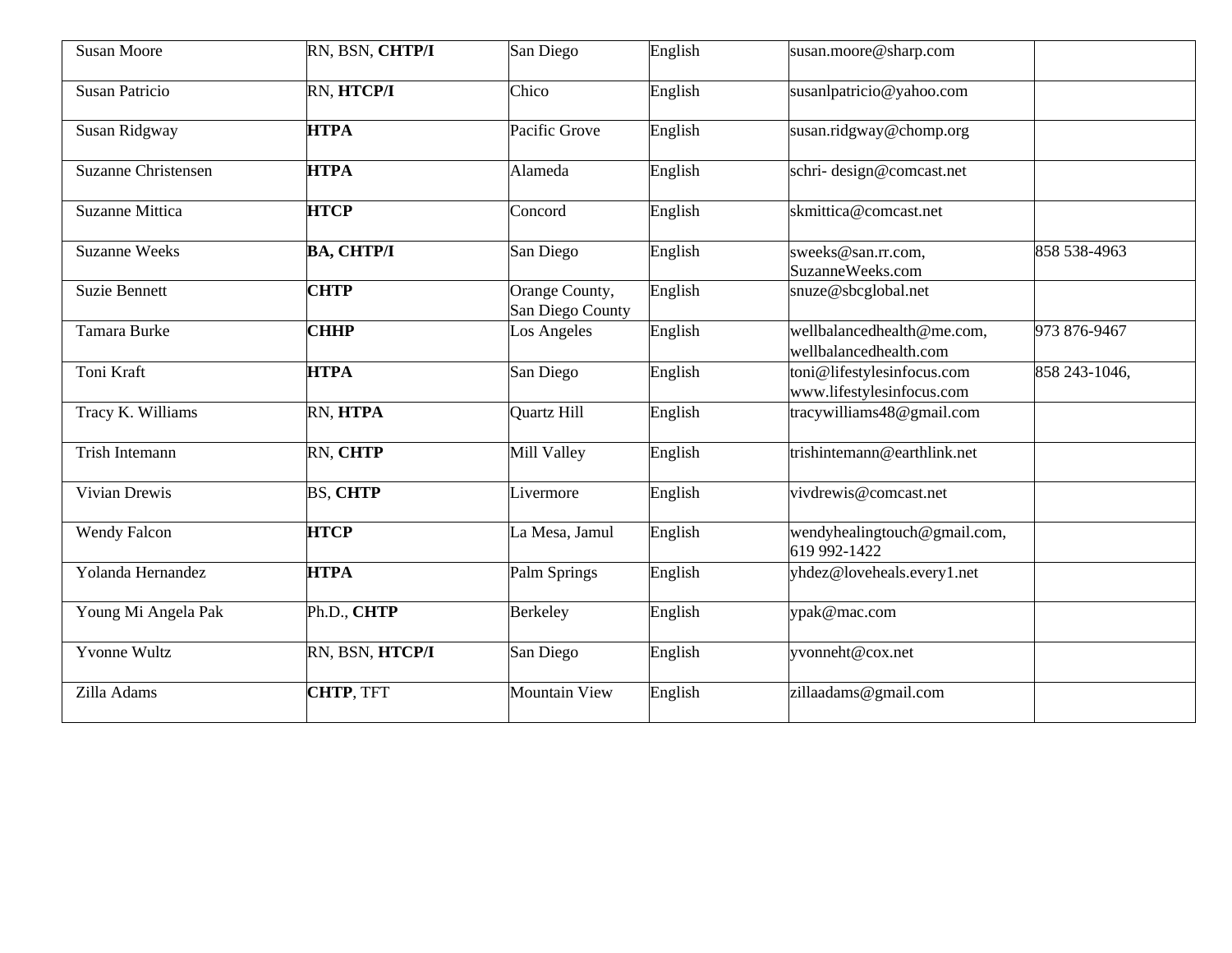| | | | | | |
|---|---|---|---|---|---|
| Susan Moore | RN, BSN, **CHTP/I** | San Diego | English | susan.moore@sharp.com | |
| Susan Patricio | RN, **HTCP/I** | Chico | English | susanlpatricio@yahoo.com | |
| Susan Ridgway | **HTPA** | Pacific Grove | English | susan.ridgway@chomp.org | |
| Suzanne Christensen | **HTPA** | Alameda | English | schri- design@comcast.net | |
| Suzanne Mittica | **HTCP** | Concord | English | skmittica@comcast.net | |
| Suzanne Weeks | **BA, CHTP/I** | San Diego | English | sweeks@san.rr.com, SuzanneWeeks.com | 858 538-4963 |
| Suzie Bennett | **CHTP** | Orange County, San Diego County | English | snuze@sbcglobal.net | |
| Tamara Burke | **CHHP** | Los Angeles | English | wellbalancedhealth@me.com, wellbalancedhealth.com | 973 876-9467 |
| Toni Kraft | **HTPA** | San Diego | English | toni@lifestylesinfocus.com www.lifestylesinfocus.com | 858 243-1046, |
| Tracy K. Williams | RN, **HTPA** | Quartz Hill | English | tracywilliams48@gmail.com | |
| Trish Intemann | RN, **CHTP** | Mill Valley | English | trishintemann@earthlink.net | |
| Vivian Drewis | BS, **CHTP** | Livermore | English | vivdrewis@comcast.net | |
| Wendy Falcon | **HTCP** | La Mesa, Jamul | English | wendyhealingtouch@gmail.com, 619 992-1422 | |
| Yolanda Hernandez | **HTPA** | Palm Springs | English | yhdez@loveheals.every1.net | |
| Young Mi Angela Pak | Ph.D., **CHTP** | Berkeley | English | ypak@mac.com | |
| Yvonne Wultz | RN, BSN, **HTCP/I** | San Diego | English | yvonneht@cox.net | |
| Zilla Adams | **CHTP**, TFT | Mountain View | English | zillaadams@gmail.com | |